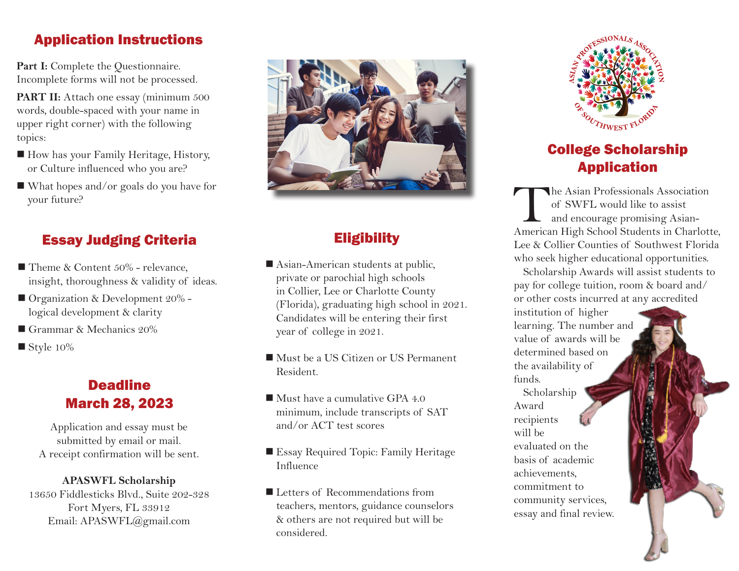## Application Instructions

**Part I:** Complete the Questionnaire. Incomplete forms will not be processed.

**PART II:** Attach one essay (minimum 500 words, double-spaced with your name in upper right corner) with the following topics:

- How has your Family Heritage, History, or Culture influenced who you are?
- What hopes and/or goals do you have for your future?

## Essay Judging Criteria

- Theme & Content 50% - relevance, insight, thoroughness & validity of ideas.
- Organization & Development 20% - logical development & clarity
- Grammar & Mechanics 20%
- Style 10%

## Deadline
## March 28, 2023

Application and essay must be submitted by email or mail.
A receipt confirmation will be sent.

**APASWFL Scholarship**
13650 Fiddlesticks Blvd., Suite 202-328
Fort Myers, FL 33912
Email: APASWFL@gmail.com

## Eligibility

- Asian-American students at public, private or parochial high schools in Collier, Lee or Charlotte County (Florida), graduating high school in 2021. Candidates will be entering their first year of college in 2021.
- Must be a US Citizen or US Permanent Resident.
- Must have a cumulative GPA 4.0 minimum, include transcripts of SAT and/or ACT test scores
- Essay Required Topic: Family Heritage Influence
- Letters of Recommendations from teachers, mentors, guidance counselors & others are not required but will be considered.

ASIAN PROFESSIONALS ASSOCIATION OF SOUTHWEST FLORIDA

## College Scholarship Application

The Asian Professionals Association of SWFL would like to assist and encourage promising Asian-American High School Students in Charlotte, Lee & Collier Counties of Southwest Florida who seek higher educational opportunities.

Scholarship Awards will assist students to pay for college tuition, room & board and/or other costs incurred at any accredited institution of higher learning. The number and value of awards will be determined based on the availability of funds.

Scholarship Award recipients will be evaluated on the basis of academic achievements, commitment to community services, essay and final review.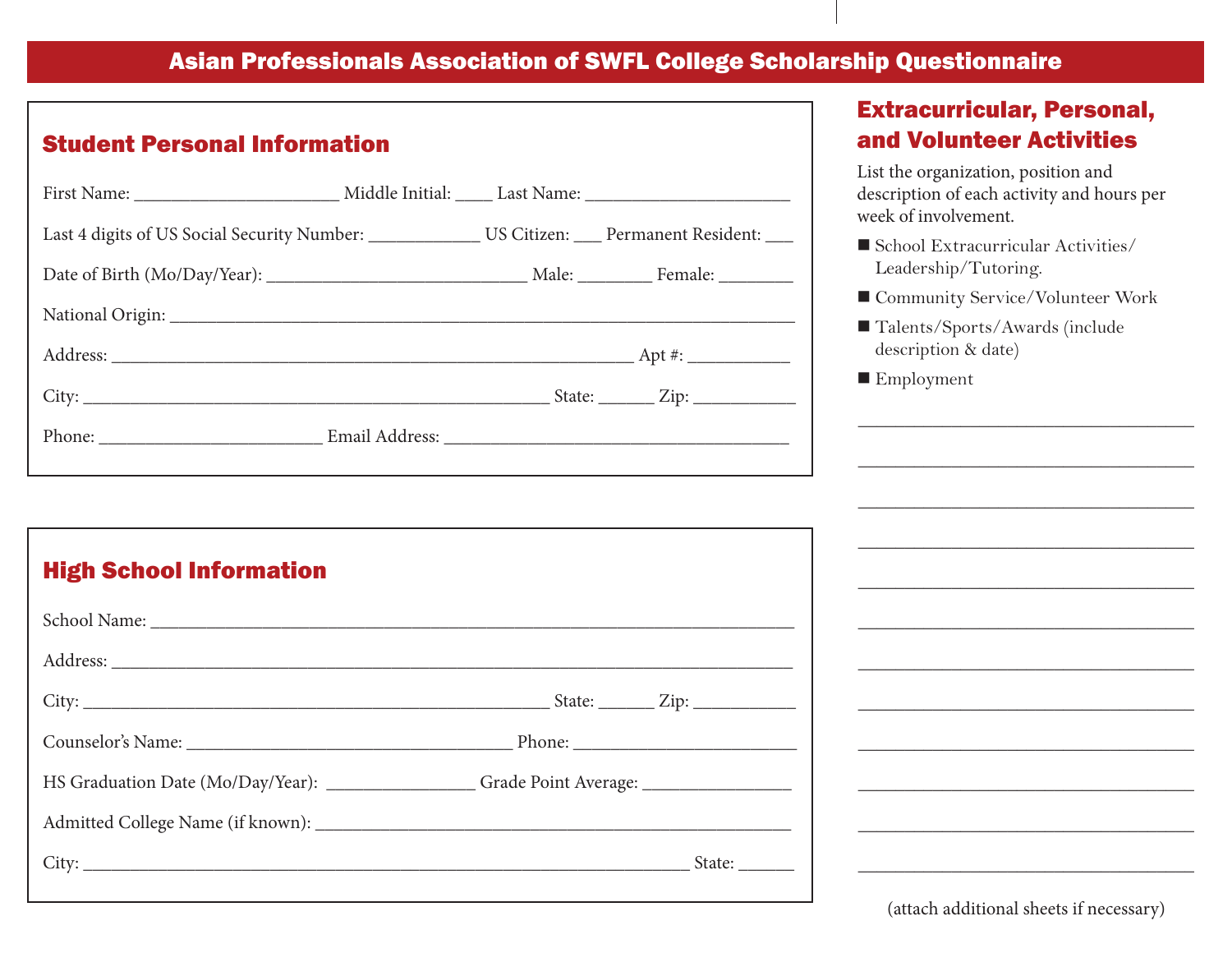# Asian Professionals Association of SWFL College Scholarship Questionnaire

## Student Personal Information

First Name: ______________________ Middle Initial: ____ Last Name: ______________________

Last 4 digits of US Social Security Number: ____________ US Citizen: ___ Permanent Resident: ___

Date of Birth (Mo/Day/Year): ____________________________ Male: ________ Female: ________

National Origin: ____________________________________________________________________

Address: ________________________________________________________ Apt #: ___________

City: ___________________________________________________ State: ______ Zip: ___________

Phone: ________________________ Email Address: ____________________________________

## High School Information

School Name: _______________________________________________________________________

Address: ___________________________________________________________________________

City: ___________________________________________________ State: ______ Zip: ___________

Counselor's Name: ___________________________________ Phone: ________________________

HS Graduation Date (Mo/Day/Year): ________________ Grade Point Average: ________________

Admitted College Name (if known): ____________________________________________________

City: ___________________________________________________________________ State: ______

## Extracurricular, Personal, and Volunteer Activities

List the organization, position and description of each activity and hours per week of involvement.

- School Extracurricular Activities/ Leadership/Tutoring.
- Community Service/Volunteer Work
- Talents/Sports/Awards (include description & date)
- Employment

_____________________________________

_____________________________________

_____________________________________

_____________________________________

_____________________________________

_____________________________________

_____________________________________

_____________________________________

_____________________________________

_____________________________________

_____________________________________

_____________________________________

(attach additional sheets if necessary)